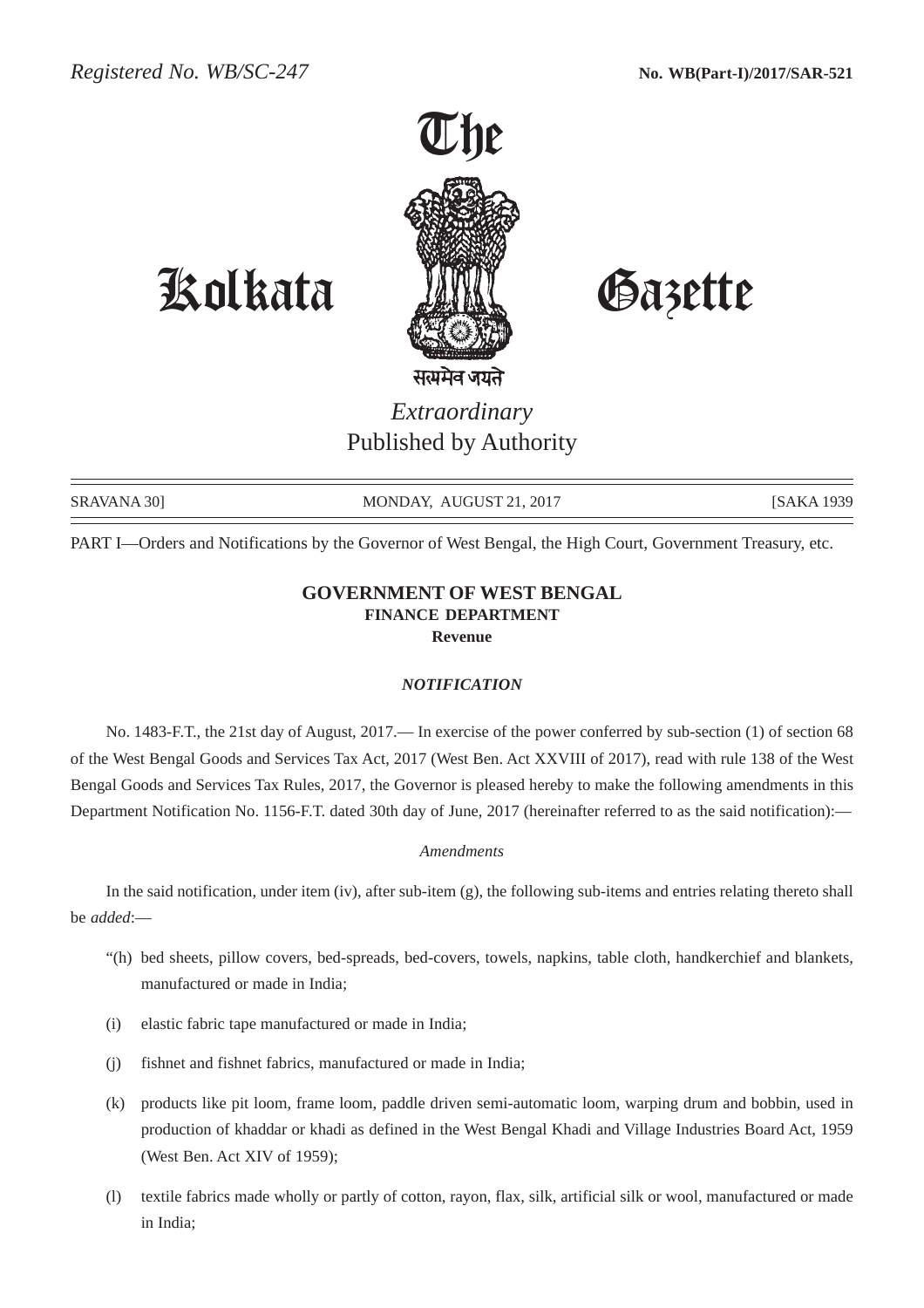Registered No. WB/SC-247 **No. WB(Part-I)/2017/SAR-521**

# The Kolkata Gazette

सत्यमेव जयते

*Extraordinary*
Published by Authority

SRAVANA 30] MONDAY, AUGUST 21, 2017 [SAKA 1939

PART I—Orders and Notifications by the Governor of West Bengal, the High Court, Government Treasury, etc.

## GOVERNMENT OF WEST BENGAL
### FINANCE DEPARTMENT
**Revenue**

***NOTIFICATION***

No. 1483-F.T., the 21st day of August, 2017.— In exercise of the power conferred by sub-section (1) of section 68 of the West Bengal Goods and Services Tax Act, 2017 (West Ben. Act XXVIII of 2017), read with rule 138 of the West Bengal Goods and Services Tax Rules, 2017, the Governor is pleased hereby to make the following amendments in this Department Notification No. 1156-F.T. dated 30th day of June, 2017 (hereinafter referred to as the said notification):—

*Amendments*

In the said notification, under item (iv), after sub-item (g), the following sub-items and entries relating thereto shall be *added*:—

"(h) bed sheets, pillow covers, bed-spreads, bed-covers, towels, napkins, table cloth, handkerchief and blankets, manufactured or made in India;

(i) elastic fabric tape manufactured or made in India;

(j) fishnet and fishnet fabrics, manufactured or made in India;

(k) products like pit loom, frame loom, paddle driven semi-automatic loom, warping drum and bobbin, used in production of khaddar or khadi as defined in the West Bengal Khadi and Village Industries Board Act, 1959 (West Ben. Act XIV of 1959);

(l) textile fabrics made wholly or partly of cotton, rayon, flax, silk, artificial silk or wool, manufactured or made in India;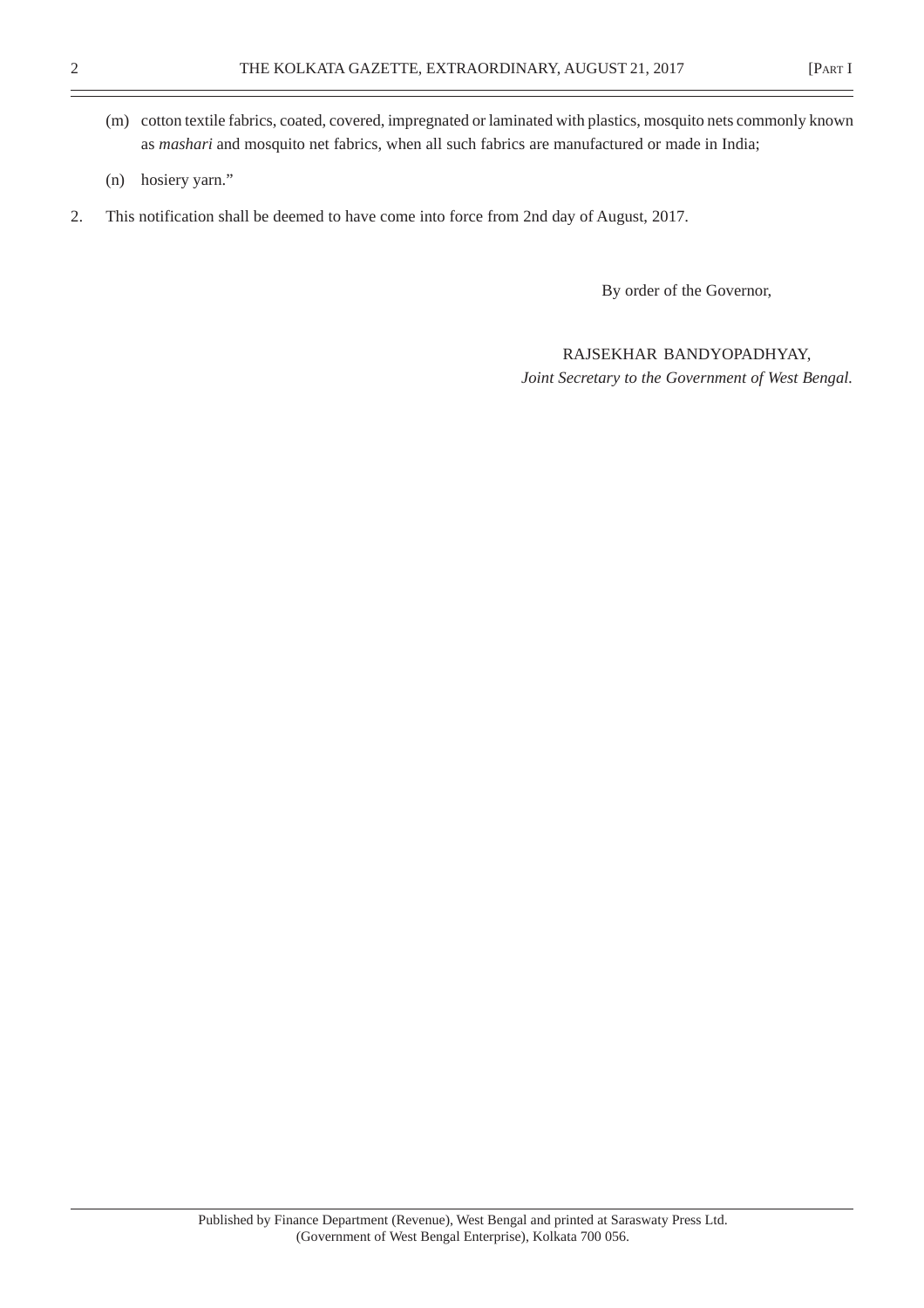(m) cotton textile fabrics, coated, covered, impregnated or laminated with plastics, mosquito nets commonly known as *mashari* and mosquito net fabrics, when all such fabrics are manufactured or made in India;

(n) hosiery yarn."

2. This notification shall be deemed to have come into force from 2nd day of August, 2017.

By order of the Governor,

RAJSEKHAR BANDYOPADHYAY,
*Joint Secretary to the Government of West Bengal.*

Published by Finance Department (Revenue), West Bengal and printed at Saraswaty Press Ltd.
(Government of West Bengal Enterprise), Kolkata 700 056.